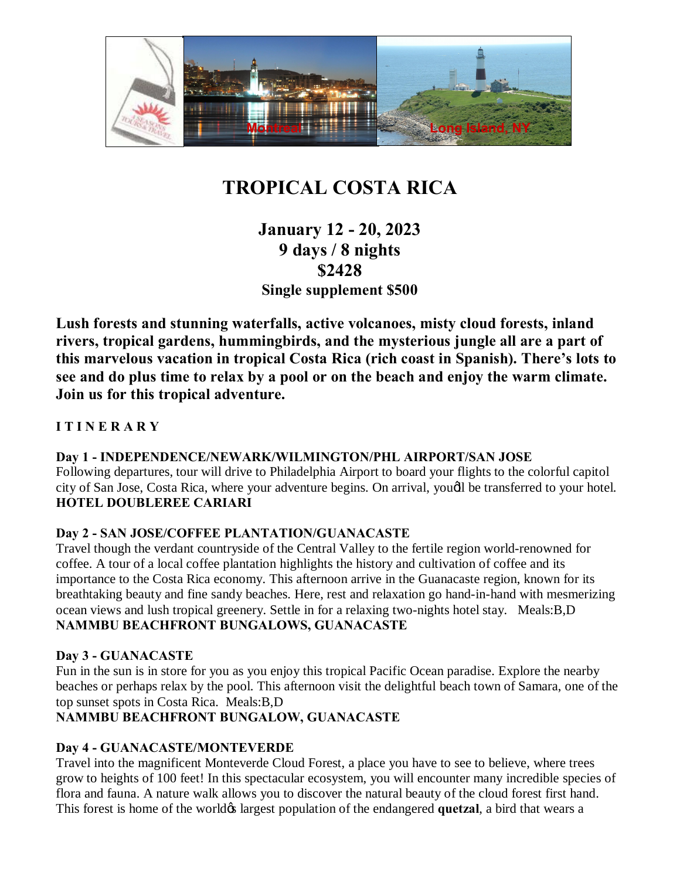# TROPICAL COSTA RICA

## January 12 - 20, 2023
## 9 days / 8 nights
## $2428
### Single supplement $500

**Lush forests and stunning waterfalls, active volcanoes, misty cloud forests, inland rivers, tropical gardens, hummingbirds, and the mysterious jungle all are a part of this marvelous vacation in tropical Costa Rica (rich coast in Spanish). There's lots to see and do plus time to relax by a pool or on the beach and enjoy the warm climate. Join us for this tropical adventure.**

**I T I N E R A R Y**

**Day 1 - INDEPENDENCE/NEWARK/WILMINGTON/PHL AIRPORT/SAN JOSE**
Following departures, tour will drive to Philadelphia Airport to board your flights to the colorful capitol city of San Jose, Costa Rica, where your adventure begins. On arrival, youɑll be transferred to your hotel.
**HOTEL DOUBLEREE CARIARI**

**Day 2 - SAN JOSE/COFFEE PLANTATION/GUANACASTE**
Travel though the verdant countryside of the Central Valley to the fertile region world-renowned for coffee. A tour of a local coffee plantation highlights the history and cultivation of coffee and its importance to the Costa Rica economy. This afternoon arrive in the Guanacaste region, known for its breathtaking beauty and fine sandy beaches. Here, rest and relaxation go hand-in-hand with mesmerizing ocean views and lush tropical greenery. Settle in for a relaxing two-nights hotel stay. Meals:B,D
**NAMMBU BEACHFRONT BUNGALOWS, GUANACASTE**

**Day 3 - GUANACASTE**
Fun in the sun is in store for you as you enjoy this tropical Pacific Ocean paradise. Explore the nearby beaches or perhaps relax by the pool. This afternoon visit the delightful beach town of Samara, one of the top sunset spots in Costa Rica. Meals:B,D
**NAMMBU BEACHFRONT BUNGALOW, GUANACASTE**

**Day 4 - GUANACASTE/MONTEVERDE**
Travel into the magnificent Monteverde Cloud Forest, a place you have to see to believe, where trees grow to heights of 100 feet! In this spectacular ecosystem, you will encounter many incredible species of flora and fauna. A nature walk allows you to discover the natural beauty of the cloud forest first hand. This forest is home of the worldɑs largest population of the endangered **quetzal**, a bird that wears a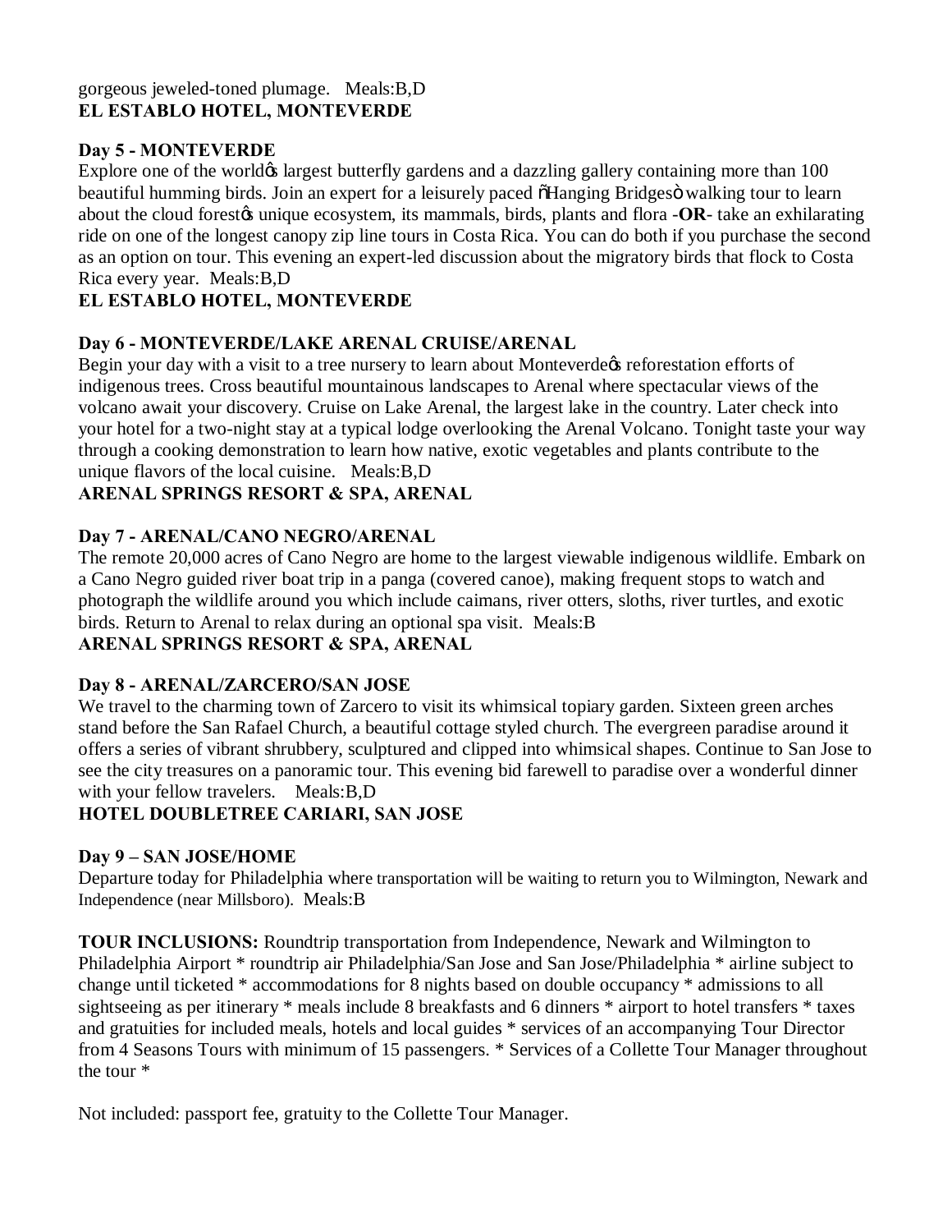gorgeous jeweled-toned plumage. Meals:B,D
**EL ESTABLO HOTEL, MONTEVERDE**

**Day 5 - MONTEVERDE**
Explore one of the worldøs largest butterfly gardens and a dazzling gallery containing more than 100 beautiful humming birds. Join an expert for a leisurely paced õHanging Bridgesö walking tour to learn about the cloud forestøs unique ecosystem, its mammals, birds, plants and flora -**OR**- take an exhilarating ride on one of the longest canopy zip line tours in Costa Rica. You can do both if you purchase the second as an option on tour. This evening an expert-led discussion about the migratory birds that flock to Costa Rica every year. Meals:B,D
**EL ESTABLO HOTEL, MONTEVERDE**

**Day 6 - MONTEVERDE/LAKE ARENAL CRUISE/ARENAL**
Begin your day with a visit to a tree nursery to learn about Monteverdeøs reforestation efforts of indigenous trees. Cross beautiful mountainous landscapes to Arenal where spectacular views of the volcano await your discovery. Cruise on Lake Arenal, the largest lake in the country. Later check into your hotel for a two-night stay at a typical lodge overlooking the Arenal Volcano. Tonight taste your way through a cooking demonstration to learn how native, exotic vegetables and plants contribute to the unique flavors of the local cuisine. Meals:B,D
**ARENAL SPRINGS RESORT & SPA, ARENAL**

**Day 7 - ARENAL/CANO NEGRO/ARENAL**
The remote 20,000 acres of Cano Negro are home to the largest viewable indigenous wildlife. Embark on a Cano Negro guided river boat trip in a panga (covered canoe), making frequent stops to watch and photograph the wildlife around you which include caimans, river otters, sloths, river turtles, and exotic birds. Return to Arenal to relax during an optional spa visit. Meals:B
**ARENAL SPRINGS RESORT & SPA, ARENAL**

**Day 8 - ARENAL/ZARCERO/SAN JOSE**
We travel to the charming town of Zarcero to visit its whimsical topiary garden. Sixteen green arches stand before the San Rafael Church, a beautiful cottage styled church. The evergreen paradise around it offers a series of vibrant shrubbery, sculptured and clipped into whimsical shapes. Continue to San Jose to see the city treasures on a panoramic tour. This evening bid farewell to paradise over a wonderful dinner with your fellow travelers. Meals:B,D
**HOTEL DOUBLETREE CARIARI, SAN JOSE**

**Day 9 – SAN JOSE/HOME**
Departure today for Philadelphia where transportation will be waiting to return you to Wilmington, Newark and Independence (near Millsboro). Meals:B

**TOUR INCLUSIONS:** Roundtrip transportation from Independence, Newark and Wilmington to Philadelphia Airport * roundtrip air Philadelphia/San Jose and San Jose/Philadelphia * airline subject to change until ticketed * accommodations for 8 nights based on double occupancy * admissions to all sightseeing as per itinerary * meals include 8 breakfasts and 6 dinners * airport to hotel transfers * taxes and gratuities for included meals, hotels and local guides * services of an accompanying Tour Director from 4 Seasons Tours with minimum of 15 passengers. * Services of a Collette Tour Manager throughout the tour *

Not included: passport fee, gratuity to the Collette Tour Manager.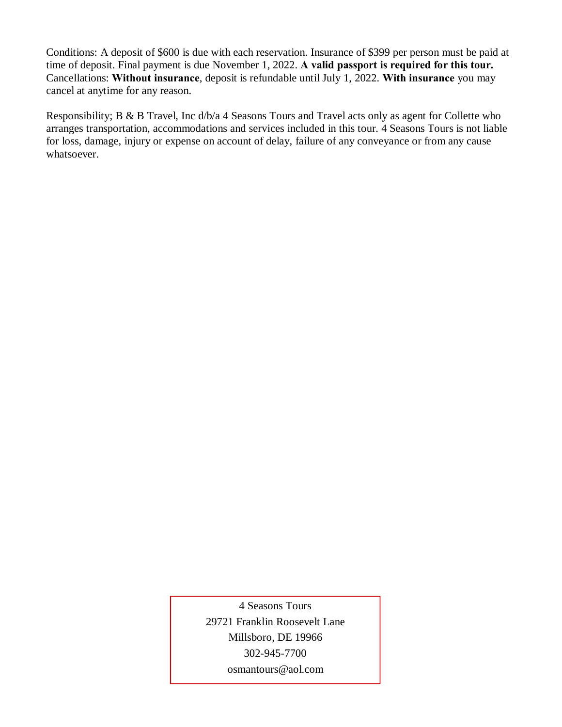Conditions: A deposit of $600 is due with each reservation. Insurance of $399 per person must be paid at time of deposit. Final payment is due November 1, 2022. **A valid passport is required for this tour.** Cancellations: **Without insurance**, deposit is refundable until July 1, 2022. **With insurance** you may cancel at anytime for any reason.

Responsibility; B & B Travel, Inc d/b/a 4 Seasons Tours and Travel acts only as agent for Collette who arranges transportation, accommodations and services included in this tour. 4 Seasons Tours is not liable for loss, damage, injury or expense on account of delay, failure of any conveyance or from any cause whatsoever.

4 Seasons Tours
29721 Franklin Roosevelt Lane
Millsboro, DE 19966
302-945-7700
osmantours@aol.com